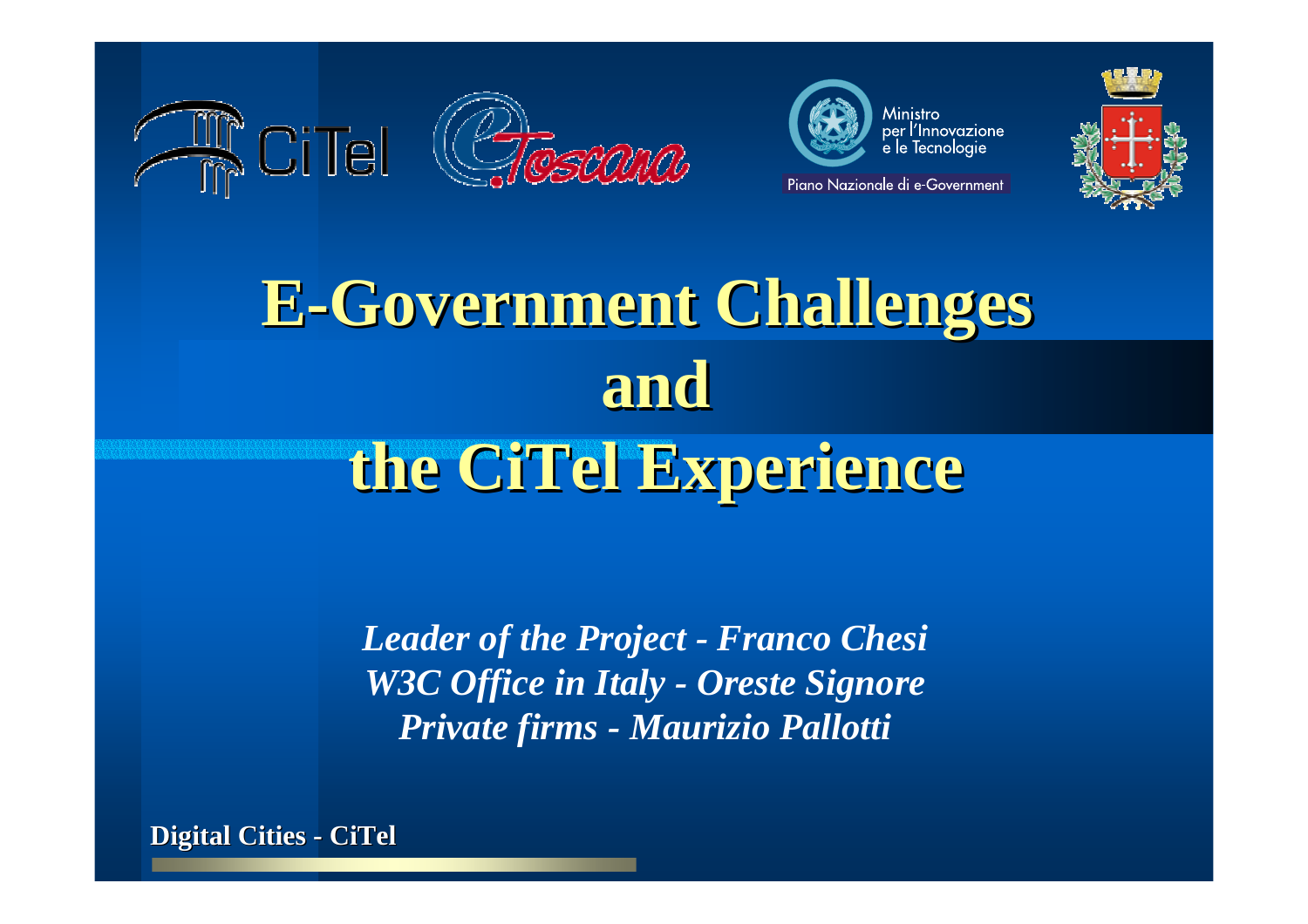Ministro per l'Innovazione e le Tecnologie

Piano Nazionale di e-Government

# E-Government Challenges and the CiTel Experience

*Leader of the Project - Franco Chesi*
*W3C Office in Italy - Oreste Signore*
*Private firms - Maurizio Pallotti*

**Digital Cities - CiTel**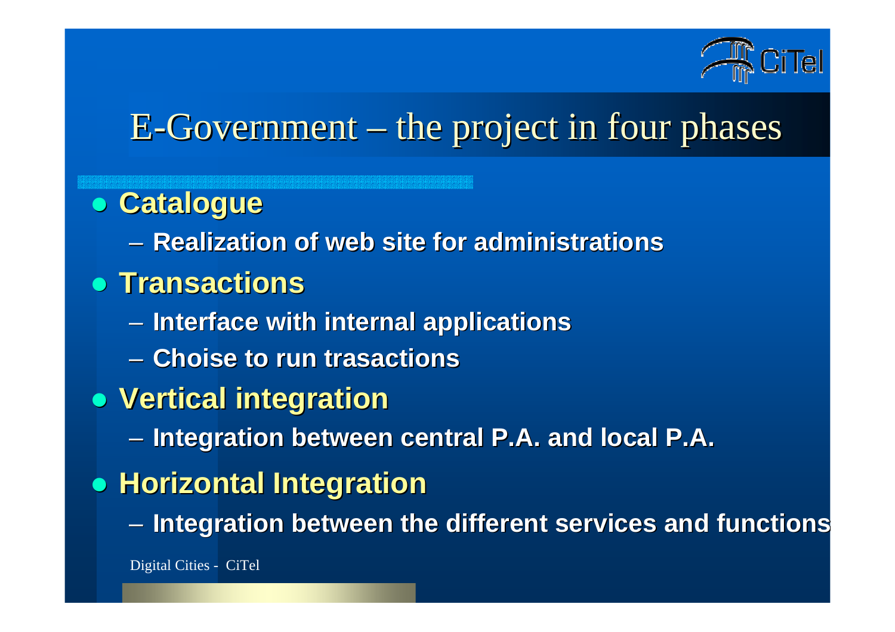# E-Government – the project in four phases

- **Catalogue**
  - **Realization of web site for administrations**
- **Transactions**
  - **Interface with internal applications**
  - **Choise to run trasactions**
- **Vertical integration**
  - **Integration between central P.A. and local P.A.**
- **Horizontal Integration**
  - **Integration between the different services and functions**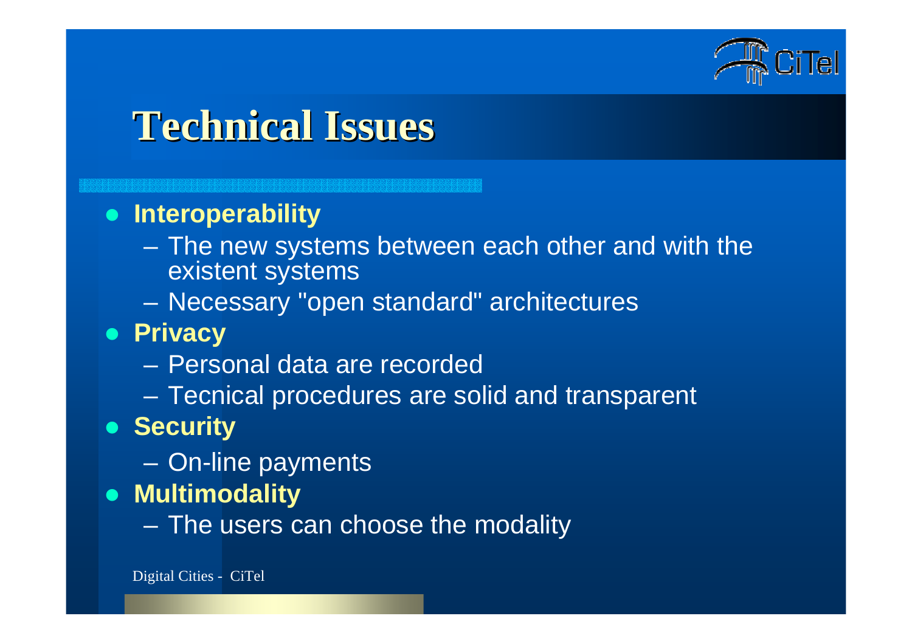# Technical Issues

- **Interoperability**
  - The new systems between each other and with the existent systems
  - Necessary "open standard" architectures
- **Privacy**
  - Personal data are recorded
  - Tecnical procedures are solid and transparent
- **Security**
  - On-line payments
- **Multimodality**
  - The users can choose the modality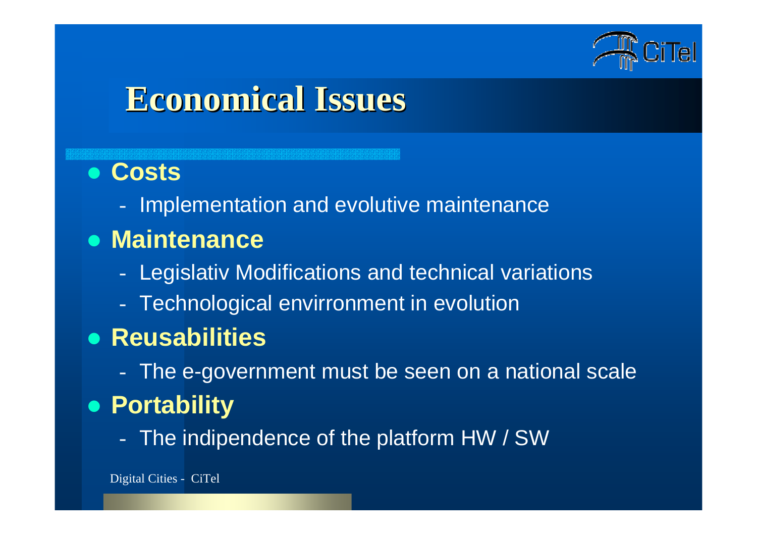# Economical Issues

- **Costs**
  - Implementation and evolutive maintenance
- **Maintenance**
  - Legislativ Modifications and technical variations
  - Technological envirronment in evolution
- **Reusabilities**
  - The e-government must be seen on a national scale
- **Portability**
  - The indipendence of the platform HW / SW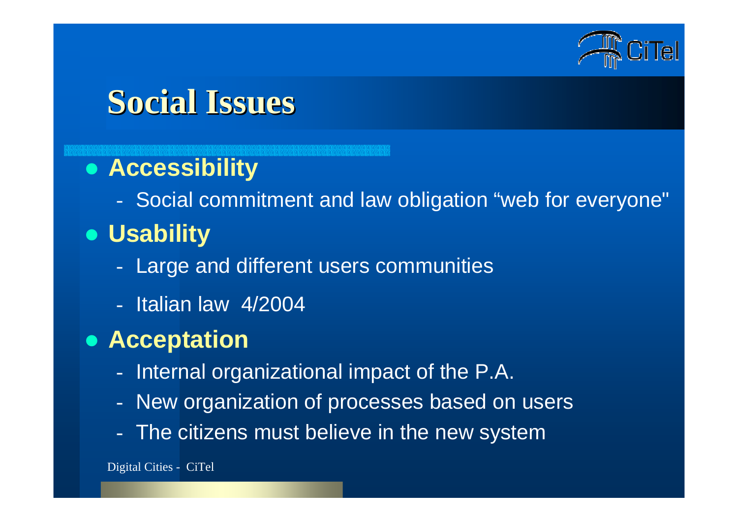# Social Issues

- **Accessibility**
  - Social commitment and law obligation "web for everyone"
- **Usability**
  - Large and different users communities
  - Italian law 4/2004
- **Acceptation**
  - Internal organizational impact of the P.A.
  - New organization of processes based on users
  - The citizens must believe in the new system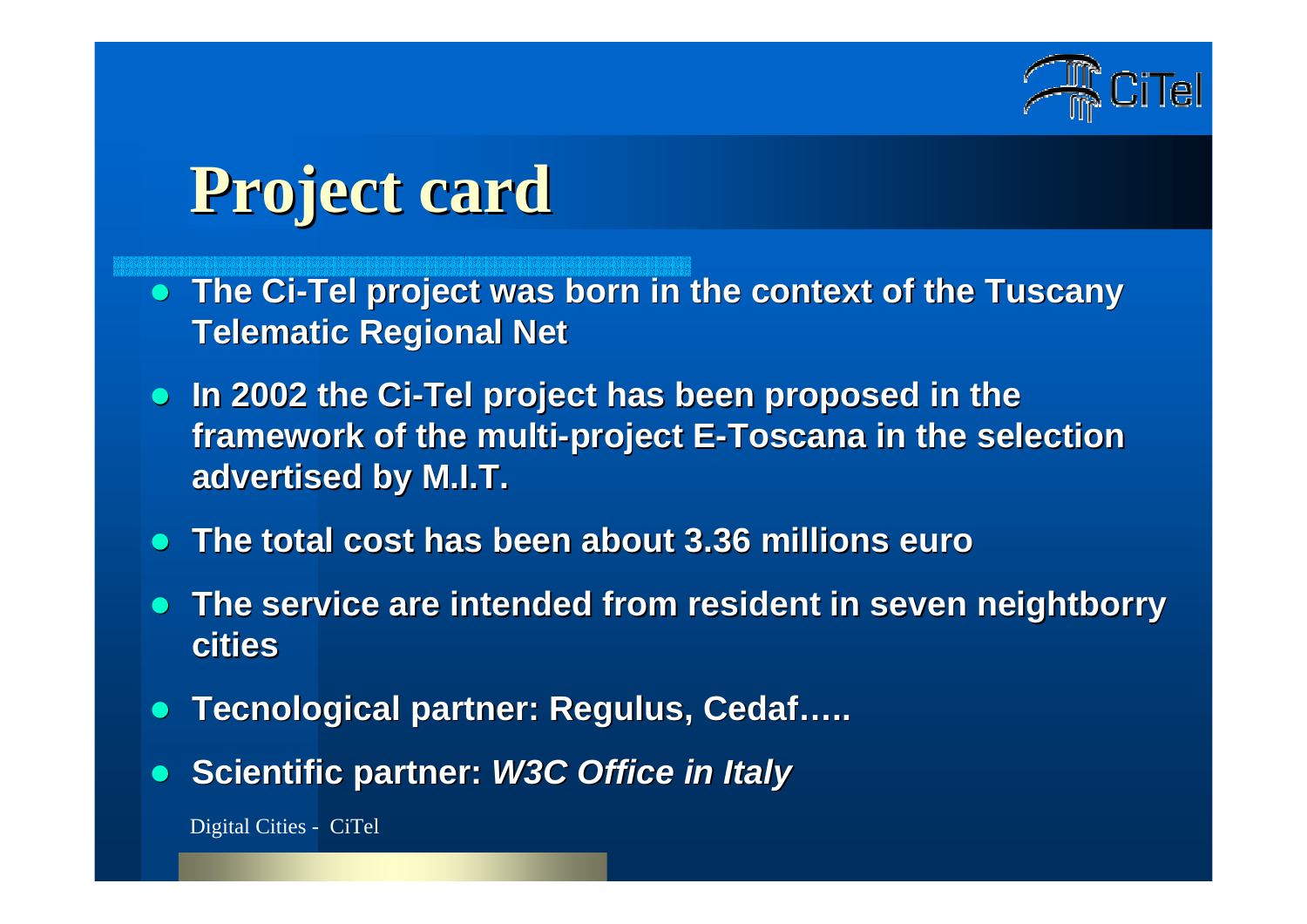# Project card

- The Ci-Tel project was born in the context of the Tuscany Telematic Regional Net
- In 2002 the Ci-Tel project has been proposed in the framework of the multi-project E-Toscana in the selection advertised by M.I.T.
- The total cost has been about 3.36 millions euro
- The service are intended from resident in seven neightborry cities
- Tecnological partner: Regulus, Cedaf…..
- Scientific partner: *W3C Office in Italy*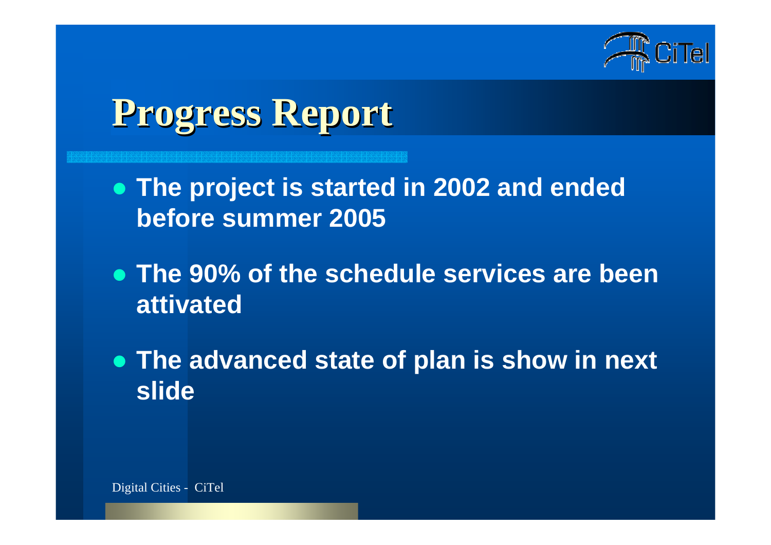# Progress Report

- **The project is started in 2002 and ended before summer 2005**
- **The 90% of the schedule services are been attivated**
- **The advanced state of plan is show in next slide**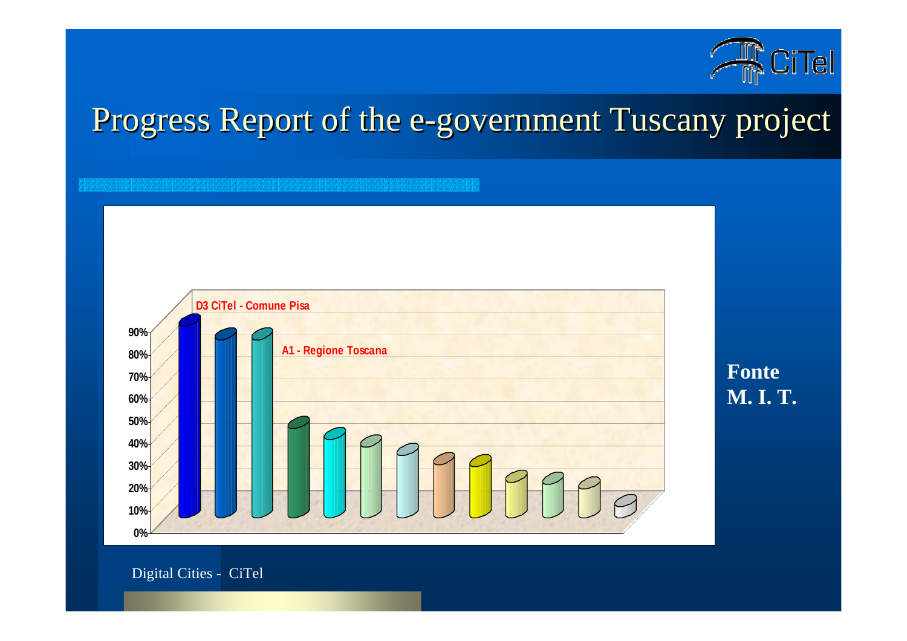# Progress Report of the e-government Tuscany project

D3 CiTel - Comune Pisa

A1 - Regione Toscana

90%
80%
70%
60%
50%
40%
30%
20%
10%
0%

**Fonte**
**M. I. T.**

Digital Cities - CiTel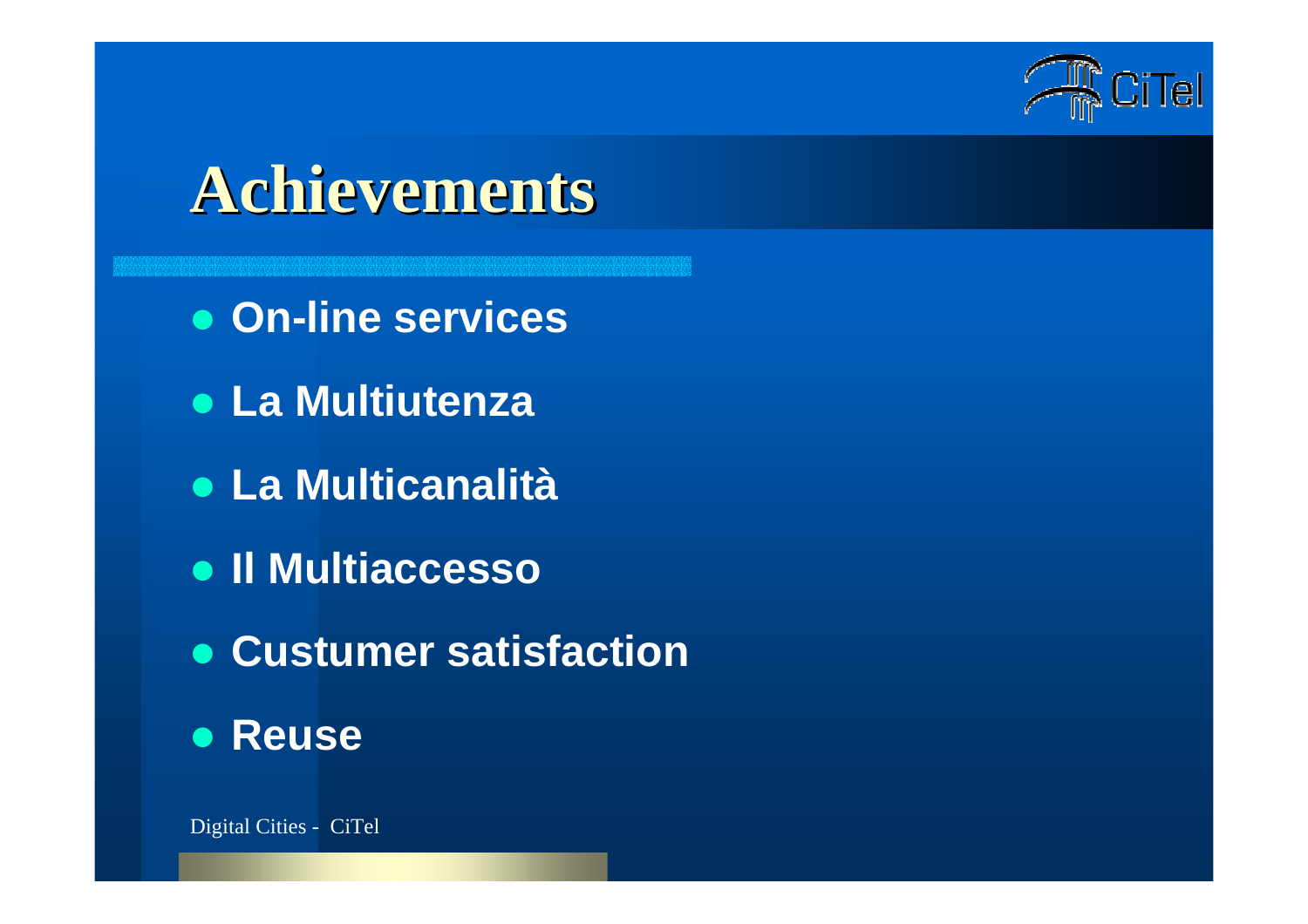# Achievements

- **On-line services**
- **La Multiutenza**
- **La Multicanalità**
- **Il Multiaccesso**
- **Custumer satisfaction**
- **Reuse**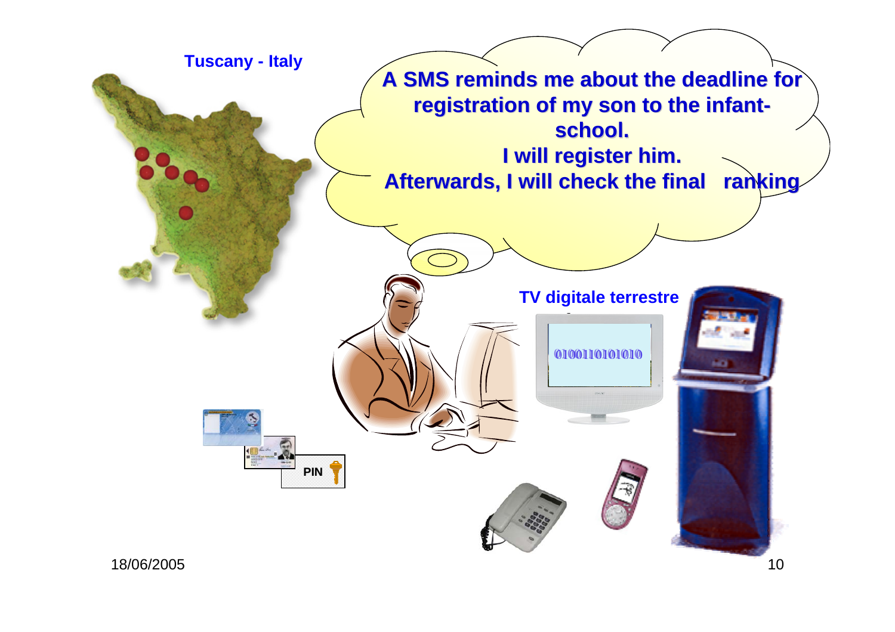Tuscany - Italy

A SMS reminds me about the deadline for registration of my son to the infant-school.
I will register him.
Afterwards, I will check the final ranking

TV digitale terrestre

0100110101010

PIN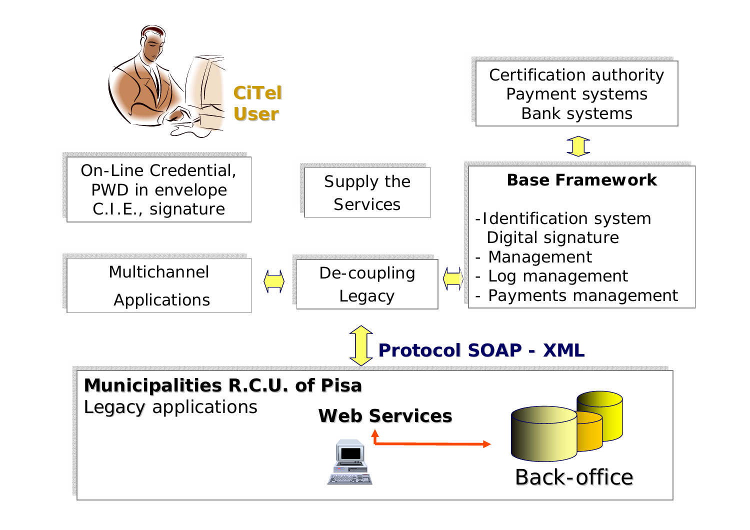CiTel User

On-Line Credential,
PWD in envelope
C.I.E., signature

Supply the
Services

Certification authority
Payment systems
Bank systems

**Base Framework**

- Identification system
  Digital signature
- Management
- Log management
- Payments management

Multichannel
Applications

De-coupling
Legacy

**Protocol SOAP - XML**

**Municipalities R.C.U. of Pisa**
Legacy applications

**Web Services**

Back-office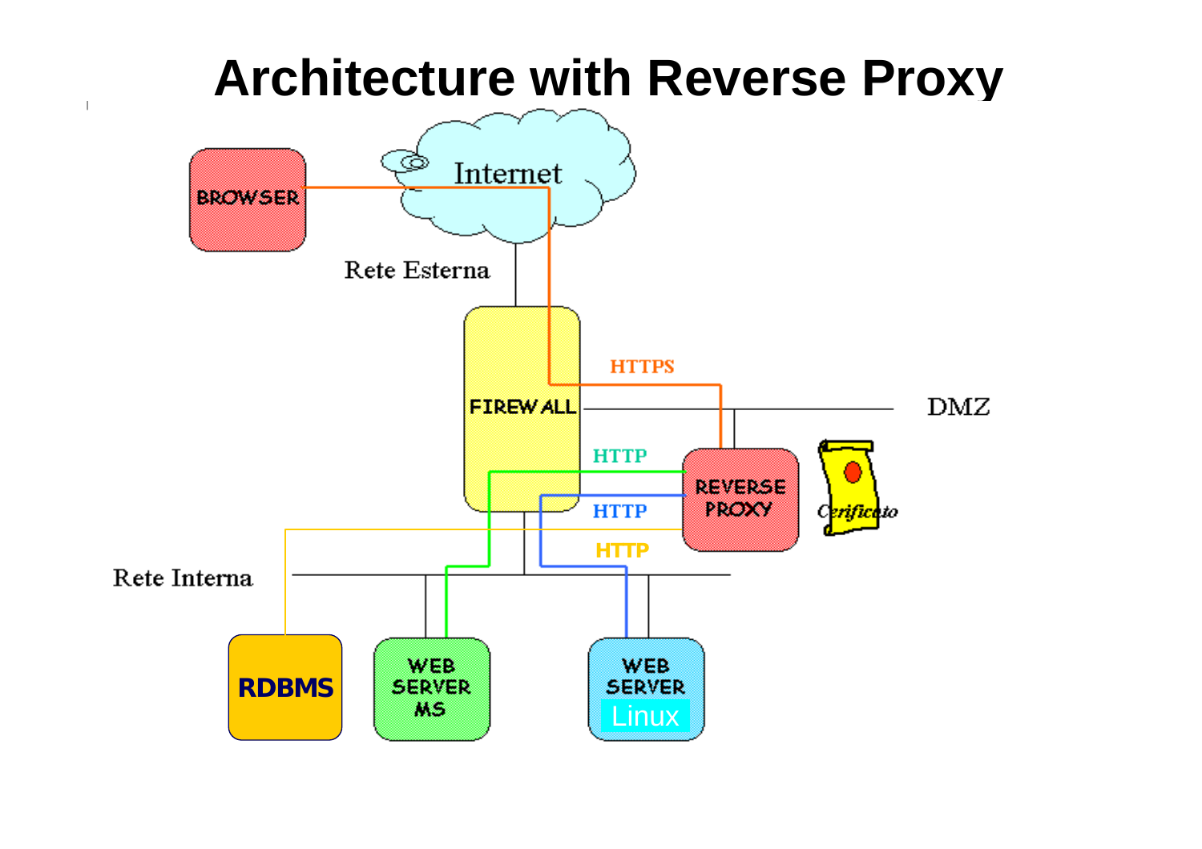# Architecture with Reverse Proxy

BROWSER

Internet

Rete Esterna

FIREWALL

HTTPS

DMZ

HTTP

REVERSE PROXY

Cerificato

HTTP

HTTP

Rete Interna

RDBMS

WEB SERVER MS

WEB SERVER Linux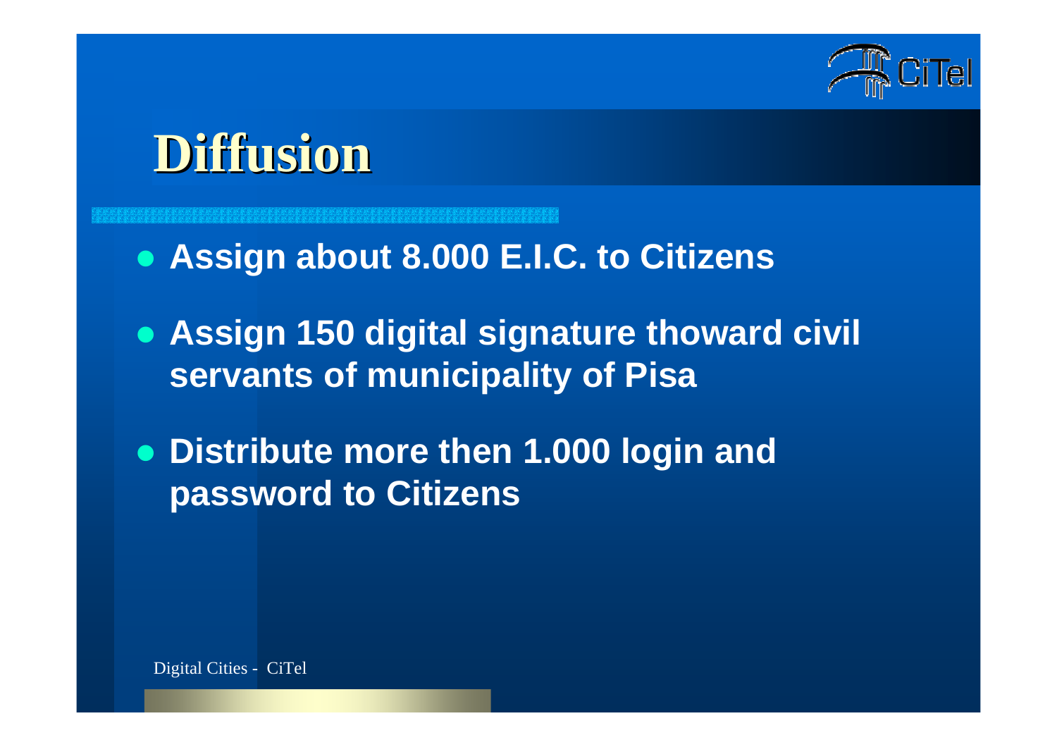# Diffusion

- **Assign about 8.000 E.I.C. to Citizens**
- **Assign 150 digital signature thoward civil servants of municipality of Pisa**
- **Distribute more then 1.000 login and password to Citizens**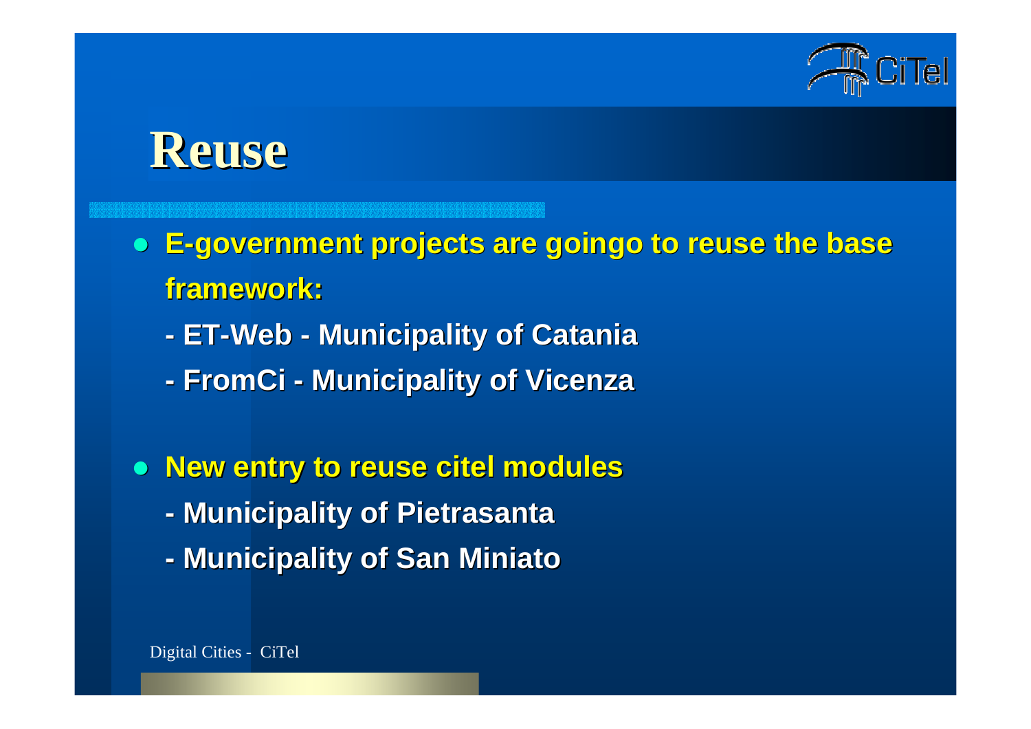# Reuse

- **E-government projects are goingo to reuse the base framework:**
  - **- ET-Web - Municipality of Catania**
  - **- FromCi - Municipality of Vicenza**

- **New entry to reuse citel modules**
  - **- Municipality of Pietrasanta**
  - **- Municipality of San Miniato**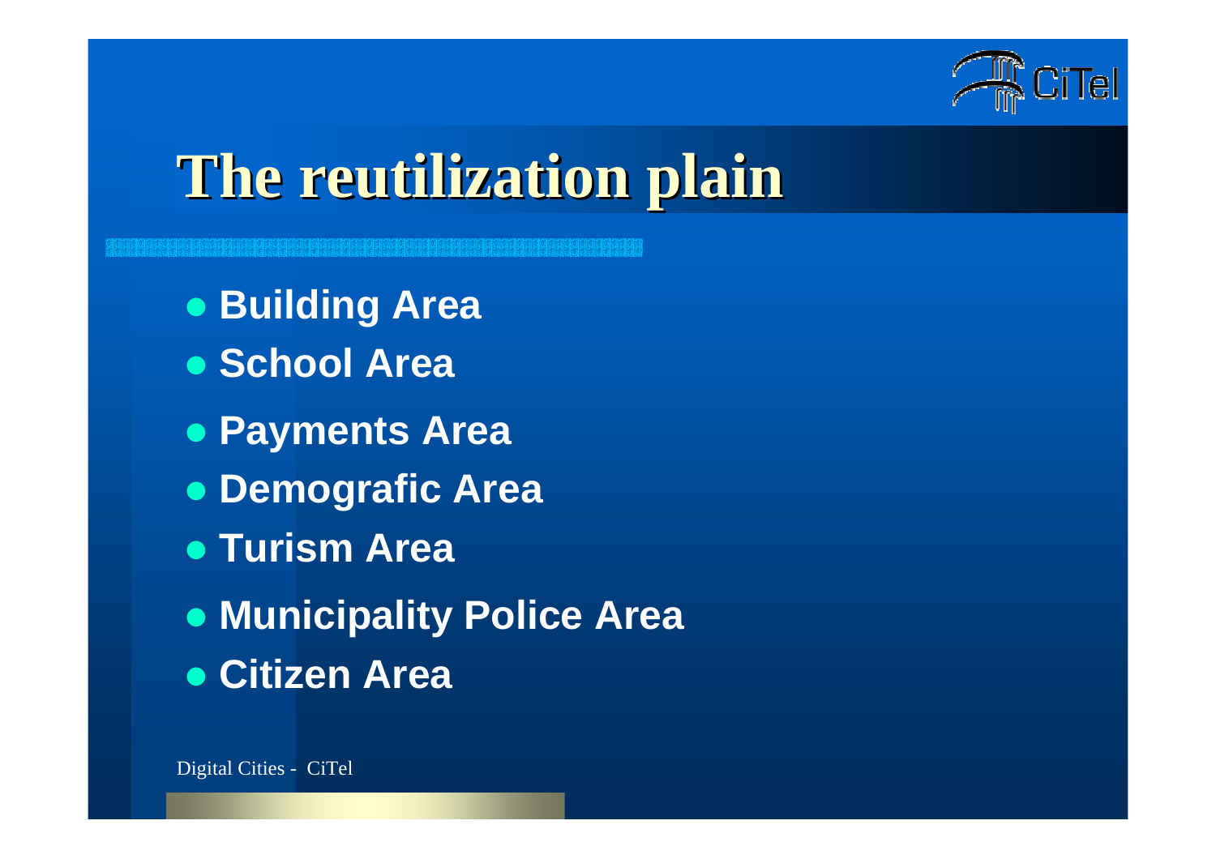# The reutilization plain

- Building Area
- School Area
- Payments Area
- Demografic Area
- Turism Area
- Municipality Police Area
- Citizen Area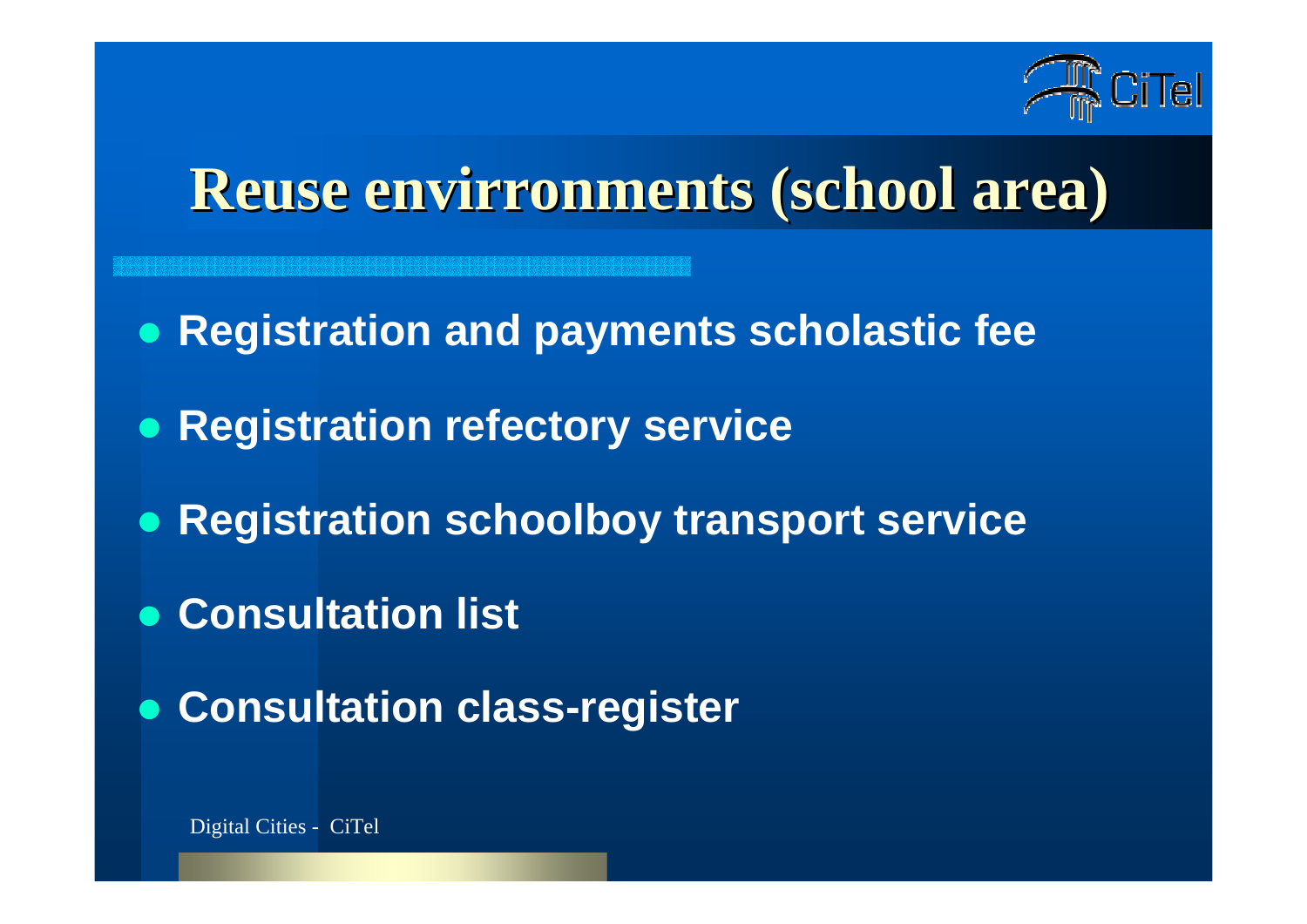# Reuse envirronments (school area)

- **Registration and payments scholastic fee**
- **Registration refectory service**
- **Registration schoolboy transport service**
- **Consultation list**
- **Consultation class-register**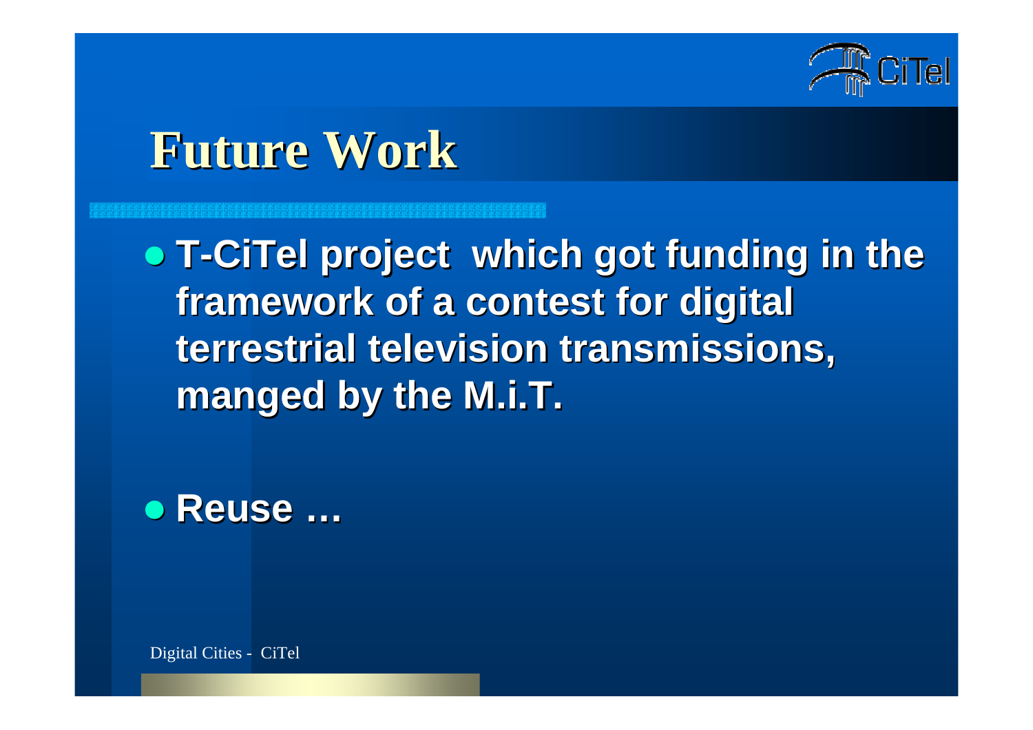# Future Work

- T-CiTel project which got funding in the framework of a contest for digital terrestrial television transmissions, manged by the M.i.T.
- Reuse …